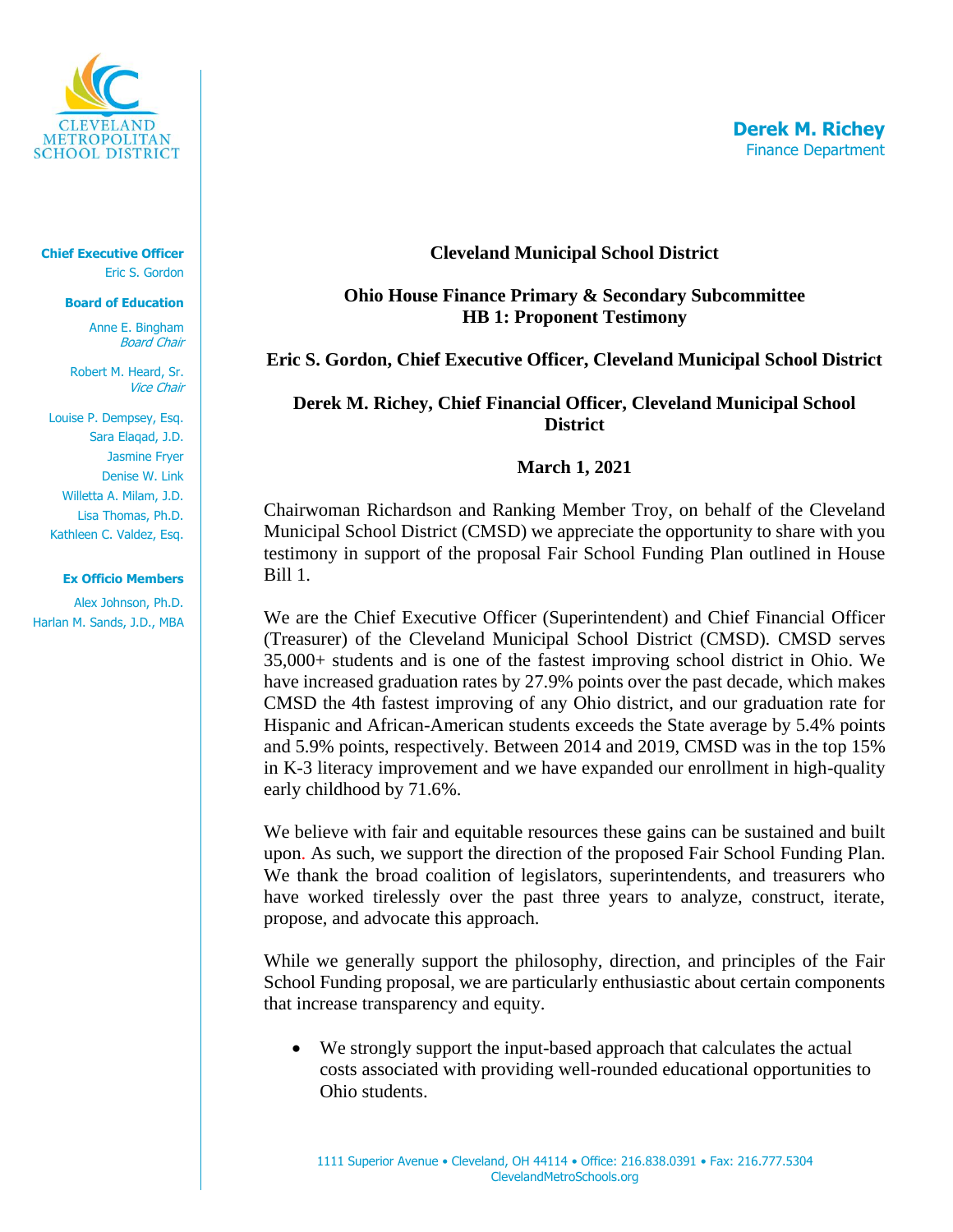**Derek M. Richey**
Finance Department

CLEVELAND METROPOLITAN SCHOOL DISTRICT

**Chief Executive Officer**
Eric S. Gordon

**Board of Education**
Anne E. Bingham
*Board Chair*

Robert M. Heard, Sr.
*Vice Chair*

Louise P. Dempsey, Esq.
Sara Elaqad, J.D.
Jasmine Fryer
Denise W. Link
Willetta A. Milam, J.D.
Lisa Thomas, Ph.D.
Kathleen C. Valdez, Esq.

**Ex Officio Members**
Alex Johnson, Ph.D.
Harlan M. Sands, J.D., MBA

**Cleveland Municipal School District**

**Ohio House Finance Primary & Secondary Subcommittee**
**HB 1: Proponent Testimony**

**Eric S. Gordon, Chief Executive Officer, Cleveland Municipal School District**

**Derek M. Richey, Chief Financial Officer, Cleveland Municipal School District**

**March 1, 2021**

Chairwoman Richardson and Ranking Member Troy, on behalf of the Cleveland Municipal School District (CMSD) we appreciate the opportunity to share with you testimony in support of the proposal Fair School Funding Plan outlined in House Bill 1.

We are the Chief Executive Officer (Superintendent) and Chief Financial Officer (Treasurer) of the Cleveland Municipal School District (CMSD). CMSD serves 35,000+ students and is one of the fastest improving school district in Ohio. We have increased graduation rates by 27.9% points over the past decade, which makes CMSD the 4th fastest improving of any Ohio district, and our graduation rate for Hispanic and African-American students exceeds the State average by 5.4% points and 5.9% points, respectively. Between 2014 and 2019, CMSD was in the top 15% in K-3 literacy improvement and we have expanded our enrollment in high-quality early childhood by 71.6%.

We believe with fair and equitable resources these gains can be sustained and built upon. As such, we support the direction of the proposed Fair School Funding Plan. We thank the broad coalition of legislators, superintendents, and treasurers who have worked tirelessly over the past three years to analyze, construct, iterate, propose, and advocate this approach.

While we generally support the philosophy, direction, and principles of the Fair School Funding proposal, we are particularly enthusiastic about certain components that increase transparency and equity.

- We strongly support the input-based approach that calculates the actual costs associated with providing well-rounded educational opportunities to Ohio students.

1111 Superior Avenue • Cleveland, OH 44114 • Office: 216.838.0391 • Fax: 216.777.5304
ClevelandMetroSchools.org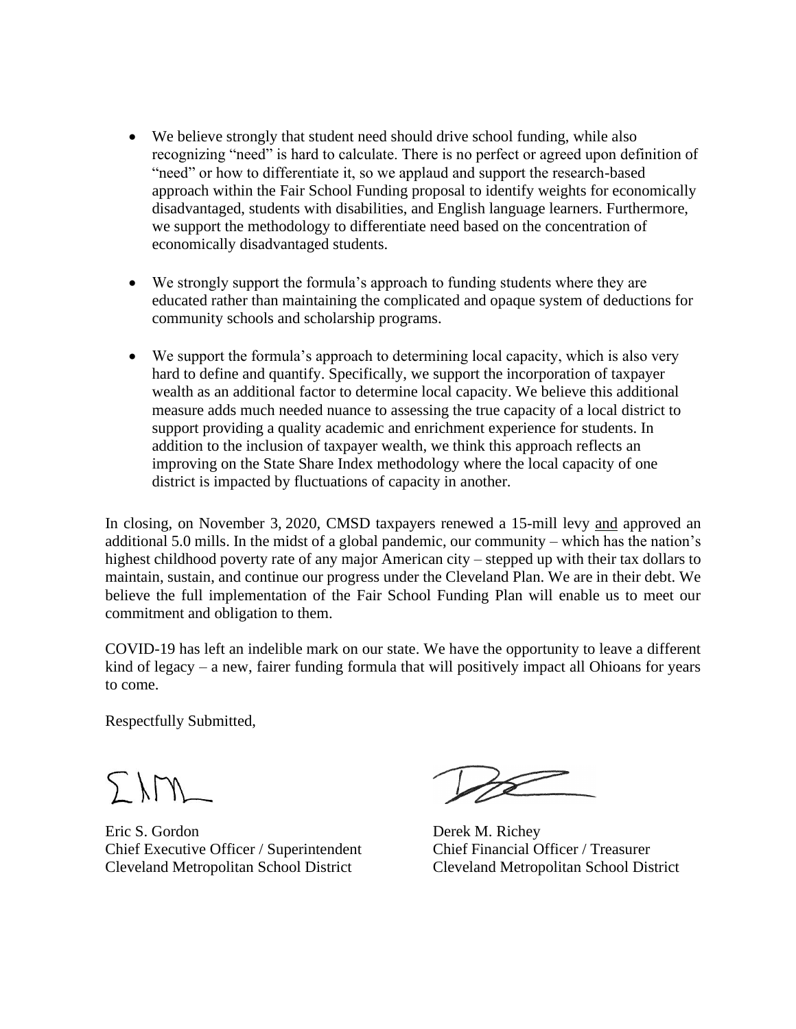- We believe strongly that student need should drive school funding, while also recognizing "need" is hard to calculate. There is no perfect or agreed upon definition of "need" or how to differentiate it, so we applaud and support the research-based approach within the Fair School Funding proposal to identify weights for economically disadvantaged, students with disabilities, and English language learners. Furthermore, we support the methodology to differentiate need based on the concentration of economically disadvantaged students.

- We strongly support the formula's approach to funding students where they are educated rather than maintaining the complicated and opaque system of deductions for community schools and scholarship programs.

- We support the formula's approach to determining local capacity, which is also very hard to define and quantify. Specifically, we support the incorporation of taxpayer wealth as an additional factor to determine local capacity. We believe this additional measure adds much needed nuance to assessing the true capacity of a local district to support providing a quality academic and enrichment experience for students. In addition to the inclusion of taxpayer wealth, we think this approach reflects an improving on the State Share Index methodology where the local capacity of one district is impacted by fluctuations of capacity in another.

In closing, on November 3, 2020, CMSD taxpayers renewed a 15-mill levy <u>and</u> approved an additional 5.0 mills. In the midst of a global pandemic, our community – which has the nation's highest childhood poverty rate of any major American city – stepped up with their tax dollars to maintain, sustain, and continue our progress under the Cleveland Plan. We are in their debt. We believe the full implementation of the Fair School Funding Plan will enable us to meet our commitment and obligation to them.

COVID-19 has left an indelible mark on our state. We have the opportunity to leave a different kind of legacy – a new, fairer funding formula that will positively impact all Ohioans for years to come.

Respectfully Submitted,

Eric S. Gordon
Chief Executive Officer / Superintendent
Cleveland Metropolitan School District

Derek M. Richey
Chief Financial Officer / Treasurer
Cleveland Metropolitan School District